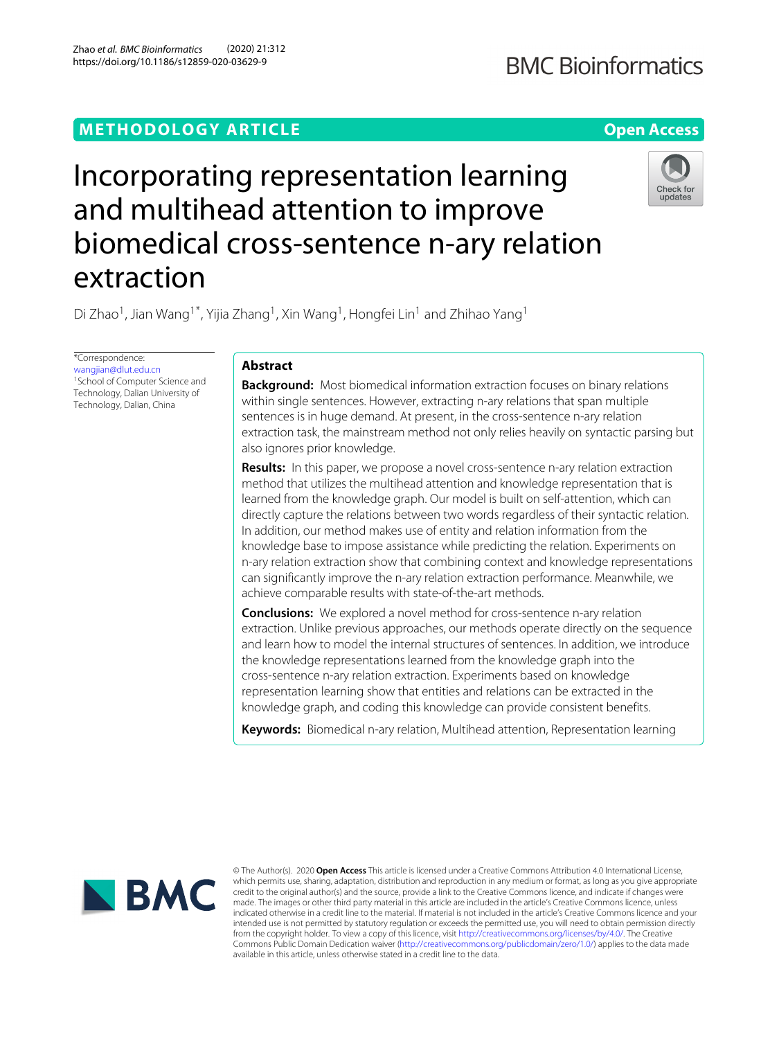METHODOLOGY ARTICLE

Open Access

# Incorporating representation learning and multihead attention to improve biomedical cross-sentence n-ary relation extraction

Di Zhao[1], Jian Wang[1*], Yijia Zhang[1], Xin Wang[1], Hongfei Lin[1] and Zhihao Yang[1]

*Correspondence: wangjian@dlut.edu.cn
[1]School of Computer Science and Technology, Dalian University of Technology, Dalian, China

## Abstract

**Background:** Most biomedical information extraction focuses on binary relations within single sentences. However, extracting n-ary relations that span multiple sentences is in huge demand. At present, in the cross-sentence n-ary relation extraction task, the mainstream method not only relies heavily on syntactic parsing but also ignores prior knowledge.

**Results:** In this paper, we propose a novel cross-sentence n-ary relation extraction method that utilizes the multihead attention and knowledge representation that is learned from the knowledge graph. Our model is built on self-attention, which can directly capture the relations between two words regardless of their syntactic relation. In addition, our method makes use of entity and relation information from the knowledge base to impose assistance while predicting the relation. Experiments on n-ary relation extraction show that combining context and knowledge representations can significantly improve the n-ary relation extraction performance. Meanwhile, we achieve comparable results with state-of-the-art methods.

**Conclusions:** We explored a novel method for cross-sentence n-ary relation extraction. Unlike previous approaches, our methods operate directly on the sequence and learn how to model the internal structures of sentences. In addition, we introduce the knowledge representations learned from the knowledge graph into the cross-sentence n-ary relation extraction. Experiments based on knowledge representation learning show that entities and relations can be extracted in the knowledge graph, and coding this knowledge can provide consistent benefits.

**Keywords:** Biomedical n-ary relation, Multihead attention, Representation learning

© The Author(s). 2020 **Open Access** This article is licensed under a Creative Commons Attribution 4.0 International License, which permits use, sharing, adaptation, distribution and reproduction in any medium or format, as long as you give appropriate credit to the original author(s) and the source, provide a link to the Creative Commons licence, and indicate if changes were made. The images or other third party material in this article are included in the article's Creative Commons licence, unless indicated otherwise in a credit line to the material. If material is not included in the article's Creative Commons licence and your intended use is not permitted by statutory regulation or exceeds the permitted use, you will need to obtain permission directly from the copyright holder. To view a copy of this licence, visit http://creativecommons.org/licenses/by/4.0/. The Creative Commons Public Domain Dedication waiver (http://creativecommons.org/publicdomain/zero/1.0/) applies to the data made available in this article, unless otherwise stated in a credit line to the data.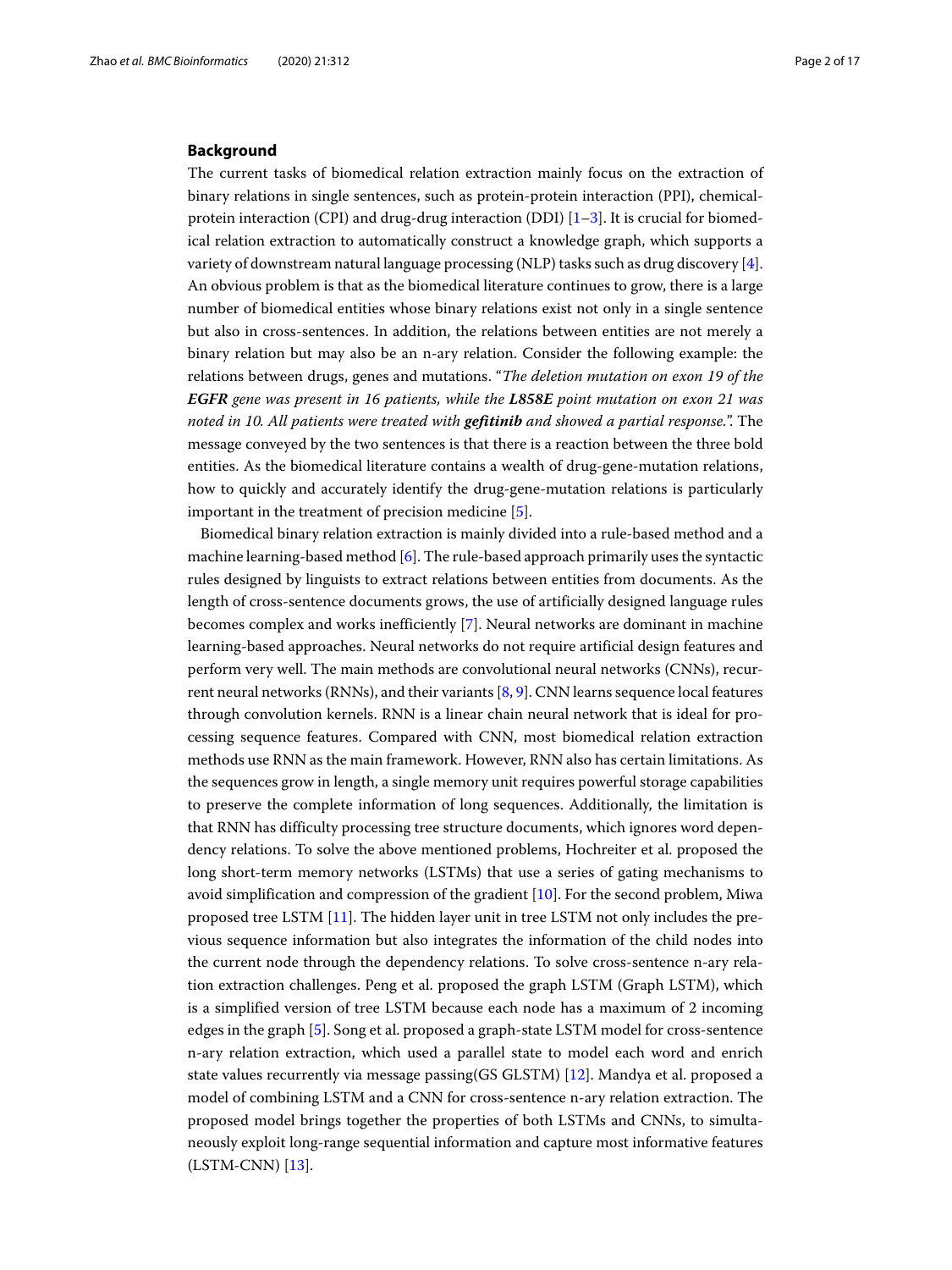## Background

The current tasks of biomedical relation extraction mainly focus on the extraction of binary relations in single sentences, such as protein-protein interaction (PPI), chemical-protein interaction (CPI) and drug-drug interaction (DDI) [1–3]. It is crucial for biomedical relation extraction to automatically construct a knowledge graph, which supports a variety of downstream natural language processing (NLP) tasks such as drug discovery [4]. An obvious problem is that as the biomedical literature continues to grow, there is a large number of biomedical entities whose binary relations exist not only in a single sentence but also in cross-sentences. In addition, the relations between entities are not merely a binary relation but may also be an n-ary relation. Consider the following example: the relations between drugs, genes and mutations. "*The deletion mutation on exon 19 of the **EGFR** gene was present in 16 patients, while the **L858E** point mutation on exon 21 was noted in 10. All patients were treated with **gefitinib** and showed a partial response.*". The message conveyed by the two sentences is that there is a reaction between the three bold entities. As the biomedical literature contains a wealth of drug-gene-mutation relations, how to quickly and accurately identify the drug-gene-mutation relations is particularly important in the treatment of precision medicine [5].

Biomedical binary relation extraction is mainly divided into a rule-based method and a machine learning-based method [6]. The rule-based approach primarily uses the syntactic rules designed by linguists to extract relations between entities from documents. As the length of cross-sentence documents grows, the use of artificially designed language rules becomes complex and works inefficiently [7]. Neural networks are dominant in machine learning-based approaches. Neural networks do not require artificial design features and perform very well. The main methods are convolutional neural networks (CNNs), recurrent neural networks (RNNs), and their variants [8, 9]. CNN learns sequence local features through convolution kernels. RNN is a linear chain neural network that is ideal for processing sequence features. Compared with CNN, most biomedical relation extraction methods use RNN as the main framework. However, RNN also has certain limitations. As the sequences grow in length, a single memory unit requires powerful storage capabilities to preserve the complete information of long sequences. Additionally, the limitation is that RNN has difficulty processing tree structure documents, which ignores word dependency relations. To solve the above mentioned problems, Hochreiter et al. proposed the long short-term memory networks (LSTMs) that use a series of gating mechanisms to avoid simplification and compression of the gradient [10]. For the second problem, Miwa proposed tree LSTM [11]. The hidden layer unit in tree LSTM not only includes the previous sequence information but also integrates the information of the child nodes into the current node through the dependency relations. To solve cross-sentence n-ary relation extraction challenges. Peng et al. proposed the graph LSTM (Graph LSTM), which is a simplified version of tree LSTM because each node has a maximum of 2 incoming edges in the graph [5]. Song et al. proposed a graph-state LSTM model for cross-sentence n-ary relation extraction, which used a parallel state to model each word and enrich state values recurrently via message passing(GS GLSTM) [12]. Mandya et al. proposed a model of combining LSTM and a CNN for cross-sentence n-ary relation extraction. The proposed model brings together the properties of both LSTMs and CNNs, to simultaneously exploit long-range sequential information and capture most informative features (LSTM-CNN) [13].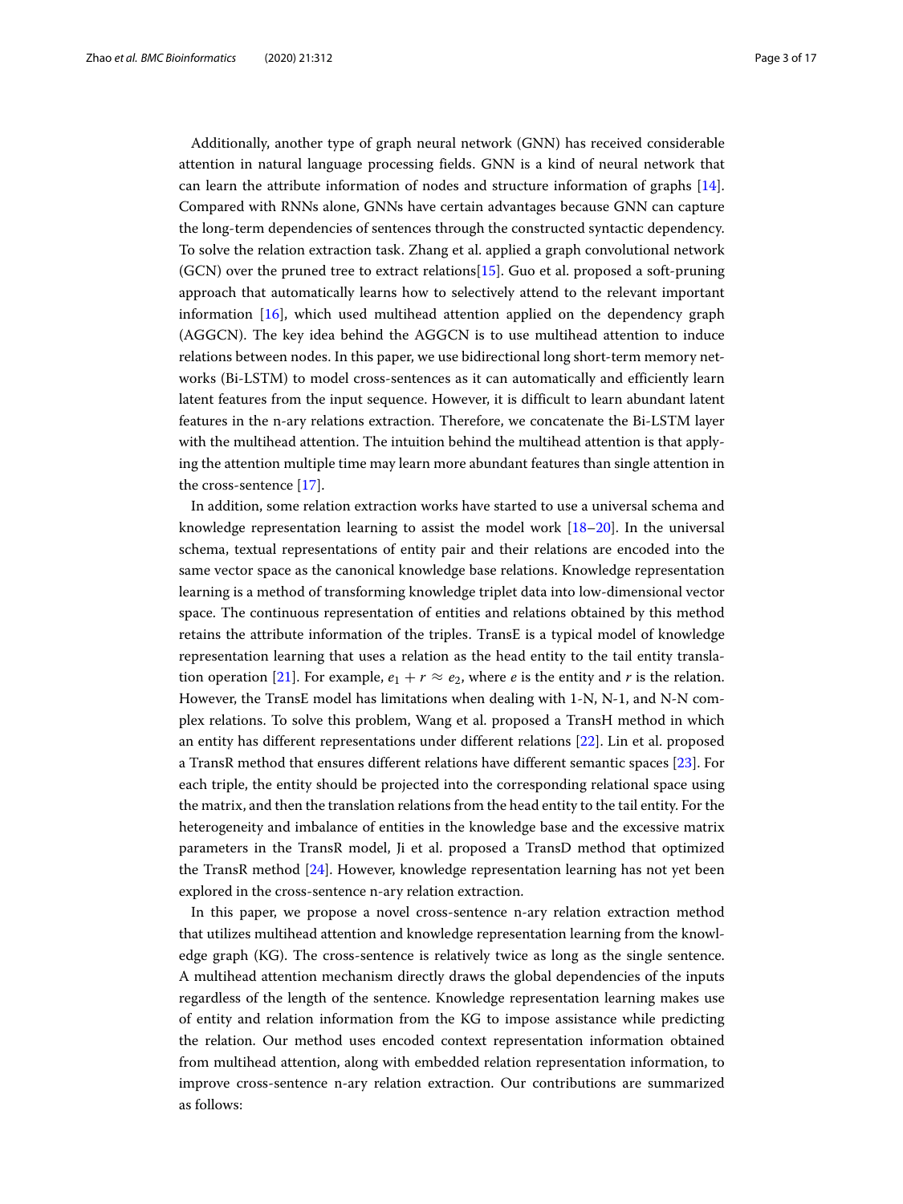Additionally, another type of graph neural network (GNN) has received considerable attention in natural language processing fields. GNN is a kind of neural network that can learn the attribute information of nodes and structure information of graphs [14]. Compared with RNNs alone, GNNs have certain advantages because GNN can capture the long-term dependencies of sentences through the constructed syntactic dependency. To solve the relation extraction task. Zhang et al. applied a graph convolutional network (GCN) over the pruned tree to extract relations[15]. Guo et al. proposed a soft-pruning approach that automatically learns how to selectively attend to the relevant important information [16], which used multihead attention applied on the dependency graph (AGGCN). The key idea behind the AGGCN is to use multihead attention to induce relations between nodes. In this paper, we use bidirectional long short-term memory networks (Bi-LSTM) to model cross-sentences as it can automatically and efficiently learn latent features from the input sequence. However, it is difficult to learn abundant latent features in the n-ary relations extraction. Therefore, we concatenate the Bi-LSTM layer with the multihead attention. The intuition behind the multihead attention is that applying the attention multiple time may learn more abundant features than single attention in the cross-sentence [17].

In addition, some relation extraction works have started to use a universal schema and knowledge representation learning to assist the model work [18–20]. In the universal schema, textual representations of entity pair and their relations are encoded into the same vector space as the canonical knowledge base relations. Knowledge representation learning is a method of transforming knowledge triplet data into low-dimensional vector space. The continuous representation of entities and relations obtained by this method retains the attribute information of the triples. TransE is a typical model of knowledge representation learning that uses a relation as the head entity to the tail entity translation operation [21]. For example, $e_1 + r \approx e_2$, where $e$ is the entity and $r$ is the relation. However, the TransE model has limitations when dealing with 1-N, N-1, and N-N complex relations. To solve this problem, Wang et al. proposed a TransH method in which an entity has different representations under different relations [22]. Lin et al. proposed a TransR method that ensures different relations have different semantic spaces [23]. For each triple, the entity should be projected into the corresponding relational space using the matrix, and then the translation relations from the head entity to the tail entity. For the heterogeneity and imbalance of entities in the knowledge base and the excessive matrix parameters in the TransR model, Ji et al. proposed a TransD method that optimized the TransR method [24]. However, knowledge representation learning has not yet been explored in the cross-sentence n-ary relation extraction.

In this paper, we propose a novel cross-sentence n-ary relation extraction method that utilizes multihead attention and knowledge representation learning from the knowledge graph (KG). The cross-sentence is relatively twice as long as the single sentence. A multihead attention mechanism directly draws the global dependencies of the inputs regardless of the length of the sentence. Knowledge representation learning makes use of entity and relation information from the KG to impose assistance while predicting the relation. Our method uses encoded context representation information obtained from multihead attention, along with embedded relation representation information, to improve cross-sentence n-ary relation extraction. Our contributions are summarized as follows: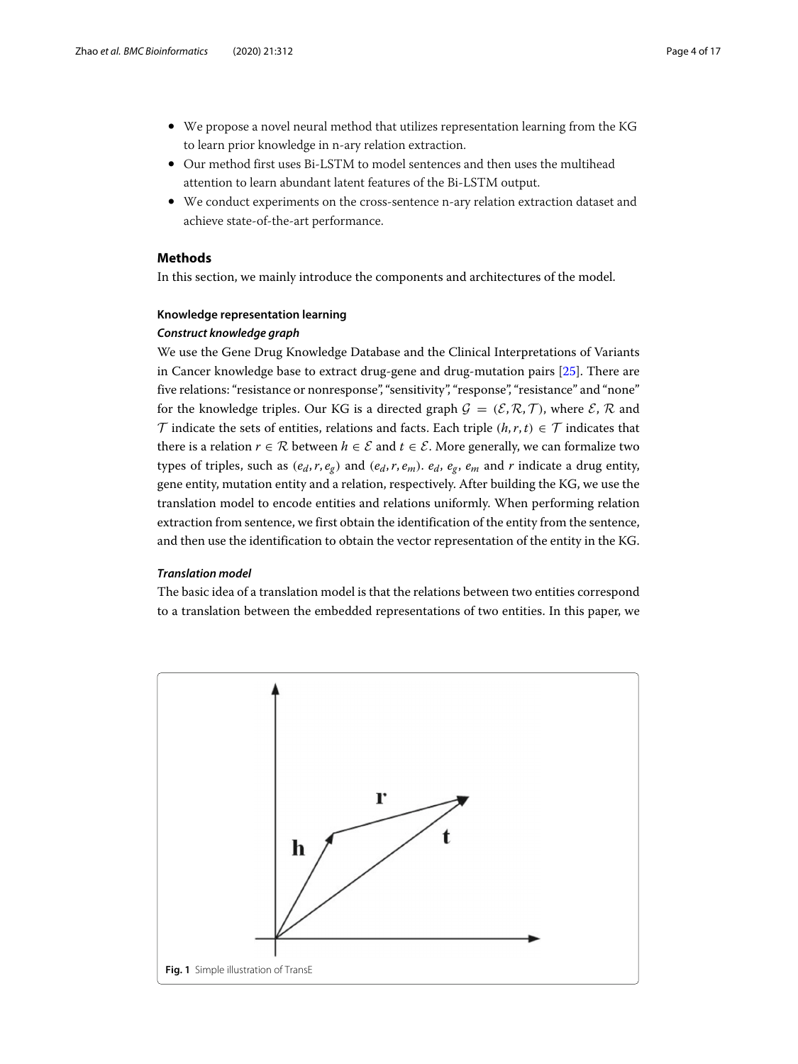- We propose a novel neural method that utilizes representation learning from the KG to learn prior knowledge in n-ary relation extraction.
- Our method first uses Bi-LSTM to model sentences and then uses the multihead attention to learn abundant latent features of the Bi-LSTM output.
- We conduct experiments on the cross-sentence n-ary relation extraction dataset and achieve state-of-the-art performance.

## Methods

In this section, we mainly introduce the components and architectures of the model.

### Knowledge representation learning

#### *Construct knowledge graph*

We use the Gene Drug Knowledge Database and the Clinical Interpretations of Variants in Cancer knowledge base to extract drug-gene and drug-mutation pairs [25]. There are five relations: "resistance or nonresponse", "sensitivity", "response", "resistance" and "none" for the knowledge triples. Our KG is a directed graph $\mathcal{G} = (\mathcal{E}, \mathcal{R}, \mathcal{T})$, where $\mathcal{E}$, $\mathcal{R}$ and $\mathcal{T}$ indicate the sets of entities, relations and facts. Each triple $(h, r, t) \in \mathcal{T}$ indicates that there is a relation $r \in \mathcal{R}$ between $h \in \mathcal{E}$ and $t \in \mathcal{E}$. More generally, we can formalize two types of triples, such as $(e_d, r, e_g)$ and $(e_d, r, e_m)$. $e_d$, $e_g$, $e_m$ and $r$ indicate a drug entity, gene entity, mutation entity and a relation, respectively. After building the KG, we use the translation model to encode entities and relations uniformly. When performing relation extraction from sentence, we first obtain the identification of the entity from the sentence, and then use the identification to obtain the vector representation of the entity in the KG.

#### *Translation model*

The basic idea of a translation model is that the relations between two entities correspond to a translation between the embedded representations of two entities. In this paper, we

r

h

t

**Fig. 1** Simple illustration of TransE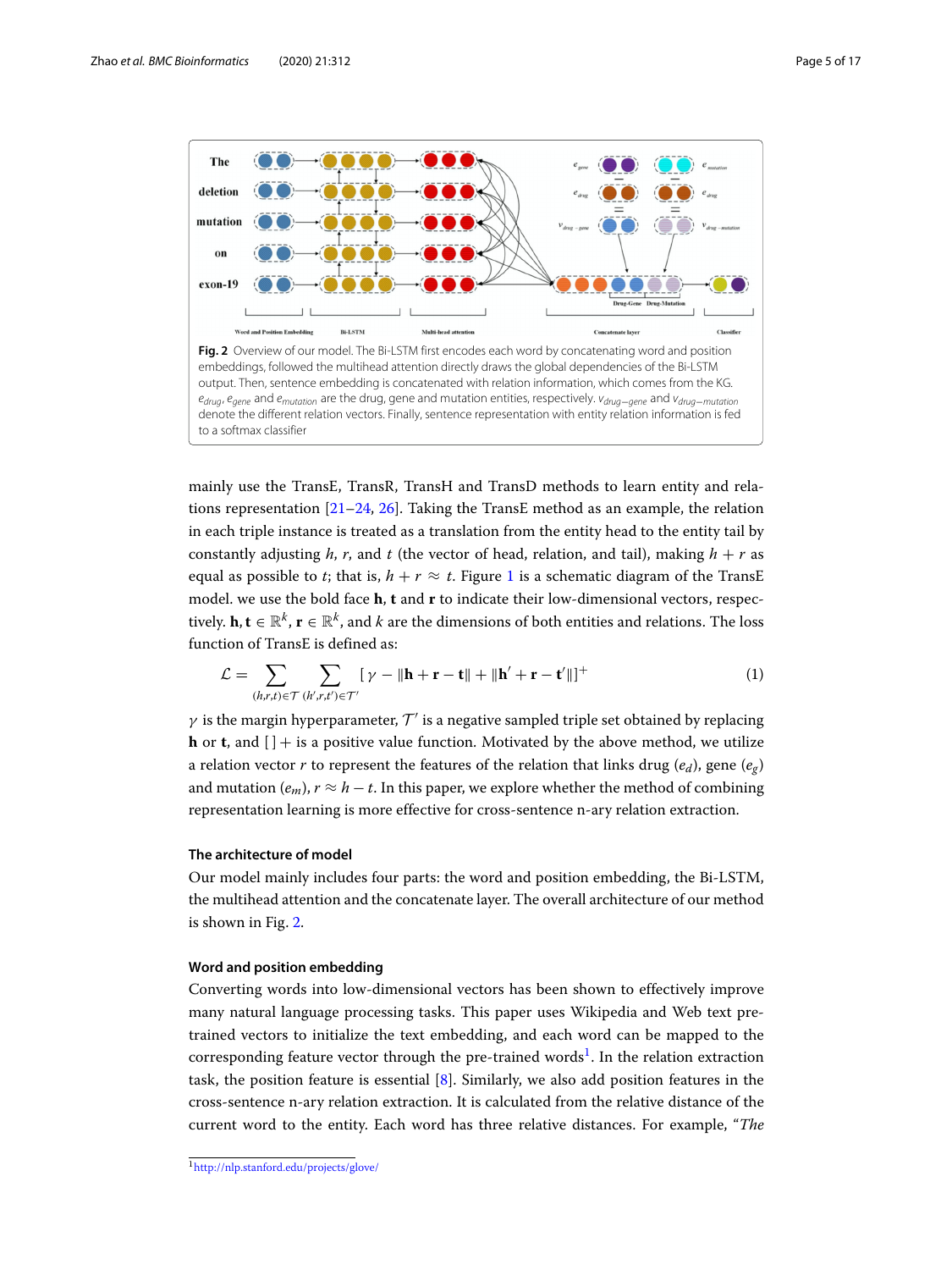The
deletion
mutation
on
exon-19

Word and Position Embedding
Bi-LSTM
Multi-head attention
Concatenate layer
Classifier

$e_{gene}$
$e_{drug}$
$v_{drug-gene}$
$e_{mutation}$
$e_{drug}$
$v_{drug-mutation}$
Drug-Gene
Drug-Mutation

**Fig. 2** Overview of our model. The Bi-LSTM first encodes each word by concatenating word and position embeddings, followed the multihead attention directly draws the global dependencies of the Bi-LSTM output. Then, sentence embedding is concatenated with relation information, which comes from the KG. $e_{drug}$, $e_{gene}$ and $e_{mutation}$ are the drug, gene and mutation entities, respectively. $v_{drug-gene}$ and $v_{drug-mutation}$ denote the different relation vectors. Finally, sentence representation with entity relation information is fed to a softmax classifier

mainly use the TransE, TransR, TransH and TransD methods to learn entity and relations representation [21–24, 26]. Taking the TransE method as an example, the relation in each triple instance is treated as a translation from the entity head to the entity tail by constantly adjusting $h$, $r$, and $t$ (the vector of head, relation, and tail), making $h + r$ as equal as possible to $t$; that is, $h + r \approx t$. Figure 1 is a schematic diagram of the TransE model. we use the bold face $\mathbf{h}$, $\mathbf{t}$ and $\mathbf{r}$ to indicate their low-dimensional vectors, respectively. $\mathbf{h}, \mathbf{t} \in \mathbb{R}^k$, $\mathbf{r} \in \mathbb{R}^k$, and $k$ are the dimensions of both entities and relations. The loss function of TransE is defined as:

$$\mathcal{L} = \sum_{(h,r,t)\in\mathcal{T}} \sum_{(h',r,t')\in\mathcal{T}'} [\gamma - \|\mathbf{h} + \mathbf{r} - \mathbf{t}\| + \|\mathbf{h}' + \mathbf{r} - \mathbf{t}'\|]^{+} \tag{1}$$

$\gamma$ is the margin hyperparameter, $\mathcal{T}'$ is a negative sampled triple set obtained by replacing $\mathbf{h}$ or $\mathbf{t}$, and $[\,]+$ is a positive value function. Motivated by the above method, we utilize a relation vector $r$ to represent the features of the relation that links drug ($e_d$), gene ($e_g$) and mutation ($e_m$), $r \approx h - t$. In this paper, we explore whether the method of combining representation learning is more effective for cross-sentence n-ary relation extraction.

### The architecture of model

Our model mainly includes four parts: the word and position embedding, the Bi-LSTM, the multihead attention and the concatenate layer. The overall architecture of our method is shown in Fig. 2.

### Word and position embedding

Converting words into low-dimensional vectors has been shown to effectively improve many natural language processing tasks. This paper uses Wikipedia and Web text pre-trained vectors to initialize the text embedding, and each word can be mapped to the corresponding feature vector through the pre-trained words[1]. In the relation extraction task, the position feature is essential [8]. Similarly, we also add position features in the cross-sentence n-ary relation extraction. It is calculated from the relative distance of the current word to the entity. Each word has three relative distances. For example, "*The*

[1] http://nlp.stanford.edu/projects/glove/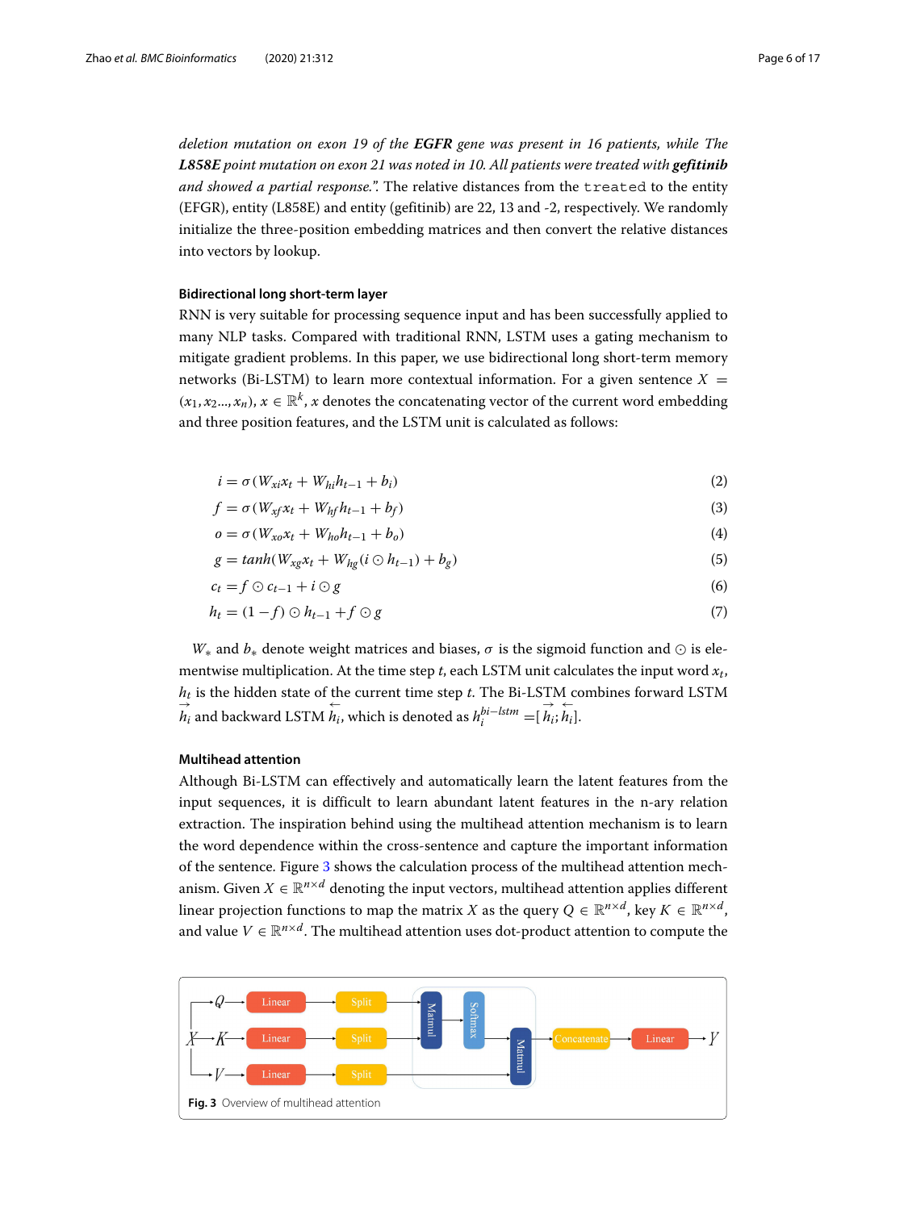*deletion mutation on exon 19 of the* ***EGFR*** *gene was present in 16 patients, while The* ***L858E*** *point mutation on exon 21 was noted in 10. All patients were treated with* ***gefitinib*** *and showed a partial response.".* The relative distances from the `treated` to the entity (EFGR), entity (L858E) and entity (gefitinib) are 22, 13 and -2, respectively. We randomly initialize the three-position embedding matrices and then convert the relative distances into vectors by lookup.

### Bidirectional long short-term layer

RNN is very suitable for processing sequence input and has been successfully applied to many NLP tasks. Compared with traditional RNN, LSTM uses a gating mechanism to mitigate gradient problems. In this paper, we use bidirectional long short-term memory networks (Bi-LSTM) to learn more contextual information. For a given sentence $X = (x_1, x_2..., x_n)$, $x \in \mathbb{R}^k$, $x$ denotes the concatenating vector of the current word embedding and three position features, and the LSTM unit is calculated as follows:

$$i = \sigma(W_{xi}x_t + W_{hi}h_{t-1} + b_i) \tag{2}$$

$$f = \sigma(W_{xf}x_t + W_{hf}h_{t-1} + b_f) \tag{3}$$

$$o = \sigma(W_{xo}x_t + W_{ho}h_{t-1} + b_o) \tag{4}$$

$$g = tanh(W_{xg}x_t + W_{hg}(i \odot h_{t-1}) + b_g) \tag{5}$$

$$c_t = f \odot c_{t-1} + i \odot g \tag{6}$$

$$h_t = (1 - f) \odot h_{t-1} + f \odot g \tag{7}$$

$W_*$ and $b_*$ denote weight matrices and biases, $\sigma$ is the sigmoid function and $\odot$ is elementwise multiplication. At the time step $t$, each LSTM unit calculates the input word $x_t$, $h_t$ is the hidden state of the current time step $t$. The Bi-LSTM combines forward LSTM $\overrightarrow{h_i}$ and backward LSTM $\overleftarrow{h_i}$, which is denoted as $h_i^{bi-lstm} = [\overrightarrow{h_i}; \overleftarrow{h_i}]$.

### Multihead attention

Although Bi-LSTM can effectively and automatically learn the latent features from the input sequences, it is difficult to learn abundant latent features in the n-ary relation extraction. The inspiration behind using the multihead attention mechanism is to learn the word dependence within the cross-sentence and capture the important information of the sentence. Figure 3 shows the calculation process of the multihead attention mechanism. Given $X \in \mathbb{R}^{n \times d}$ denoting the input vectors, multihead attention applies different linear projection functions to map the matrix $X$ as the query $Q \in \mathbb{R}^{n \times d}$, key $K \in \mathbb{R}^{n \times d}$, and value $V \in \mathbb{R}^{n \times d}$. The multihead attention uses dot-product attention to compute the

X
Q
K
V
Linear
Linear
Linear
Split
Split
Split
Matmul
Softmax
Matmul
Concatenate
Linear
Y

**Fig. 3** Overview of multihead attention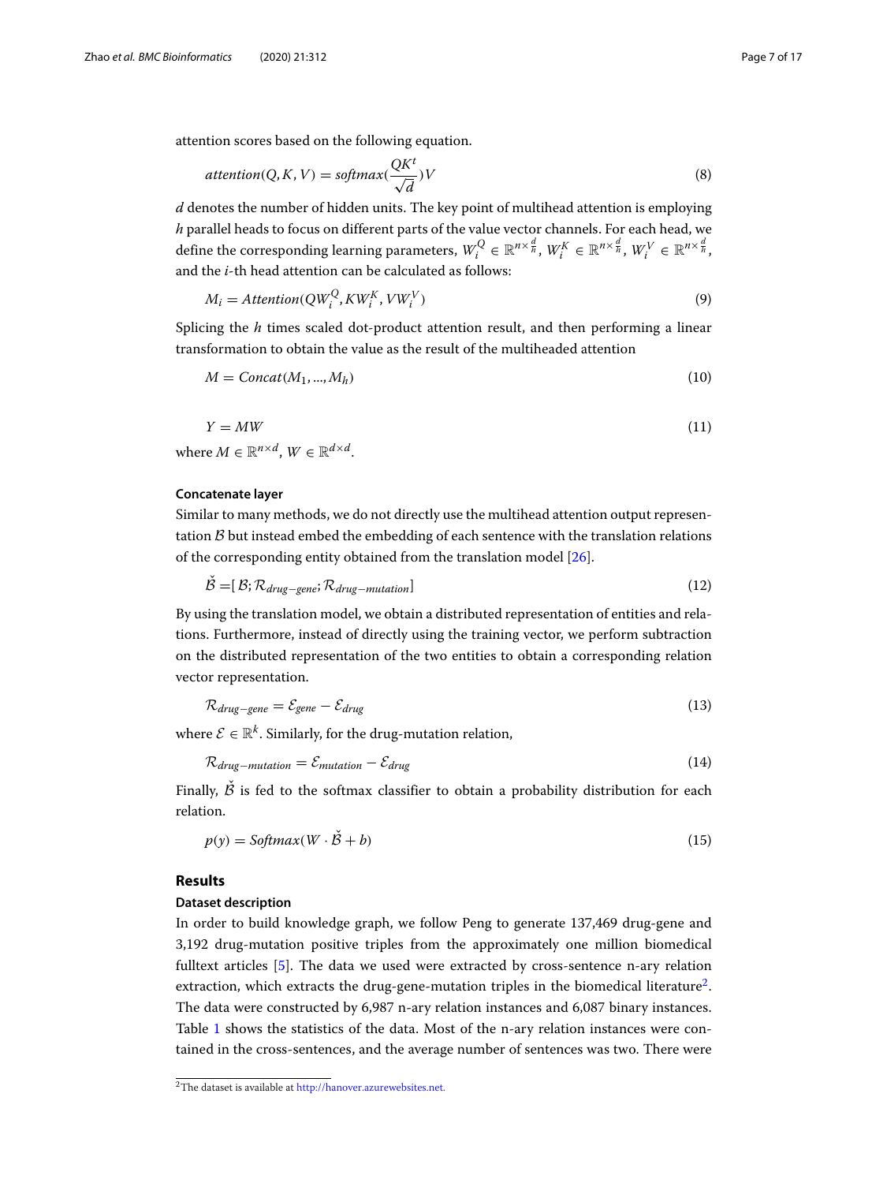attention scores based on the following equation.

$$attention(Q, K, V) = softmax(\frac{QK^t}{\sqrt{d}})V \tag{8}$$

$d$ denotes the number of hidden units. The key point of multihead attention is employing $h$ parallel heads to focus on different parts of the value vector channels. For each head, we define the corresponding learning parameters, $W_i^Q \in \mathbb{R}^{n \times \frac{d}{h}}$, $W_i^K \in \mathbb{R}^{n \times \frac{d}{h}}$, $W_i^V \in \mathbb{R}^{n \times \frac{d}{h}}$, and the $i$-th head attention can be calculated as follows:

$$M_i = Attention(QW_i^Q, KW_i^K, VW_i^V) \tag{9}$$

Splicing the $h$ times scaled dot-product attention result, and then performing a linear transformation to obtain the value as the result of the multiheaded attention

$$M = Concat(M_1, ..., M_h) \tag{10}$$

$$Y = MW \tag{11}$$

where $M \in \mathbb{R}^{n \times d}$, $W \in \mathbb{R}^{d \times d}$.

### Concatenate layer

Similar to many methods, we do not directly use the multihead attention output representation $\mathcal{B}$ but instead embed the embedding of each sentence with the translation relations of the corresponding entity obtained from the translation model [26].

$$\check{\mathcal{B}} = [\mathcal{B}; \mathcal{R}_{drug-gene}; \mathcal{R}_{drug-mutation}] \tag{12}$$

By using the translation model, we obtain a distributed representation of entities and relations. Furthermore, instead of directly using the training vector, we perform subtraction on the distributed representation of the two entities to obtain a corresponding relation vector representation.

$$\mathcal{R}_{drug-gene} = \mathcal{E}_{gene} - \mathcal{E}_{drug} \tag{13}$$

where $\mathcal{E} \in \mathbb{R}^k$. Similarly, for the drug-mutation relation,

$$\mathcal{R}_{drug-mutation} = \mathcal{E}_{mutation} - \mathcal{E}_{drug} \tag{14}$$

Finally, $\check{\mathcal{B}}$ is fed to the softmax classifier to obtain a probability distribution for each relation.

$$p(y) = Softmax(W \cdot \check{\mathcal{B}} + b) \tag{15}$$

## Results

### Dataset description

In order to build knowledge graph, we follow Peng to generate 137,469 drug-gene and 3,192 drug-mutation positive triples from the approximately one million biomedical fulltext articles [5]. The data we used were extracted by cross-sentence n-ary relation extraction, which extracts the drug-gene-mutation triples in the biomedical literature[2]. The data were constructed by 6,987 n-ary relation instances and 6,087 binary instances. Table 1 shows the statistics of the data. Most of the n-ary relation instances were contained in the cross-sentences, and the average number of sentences was two. There were

[2] The dataset is available at http://hanover.azurewebsites.net.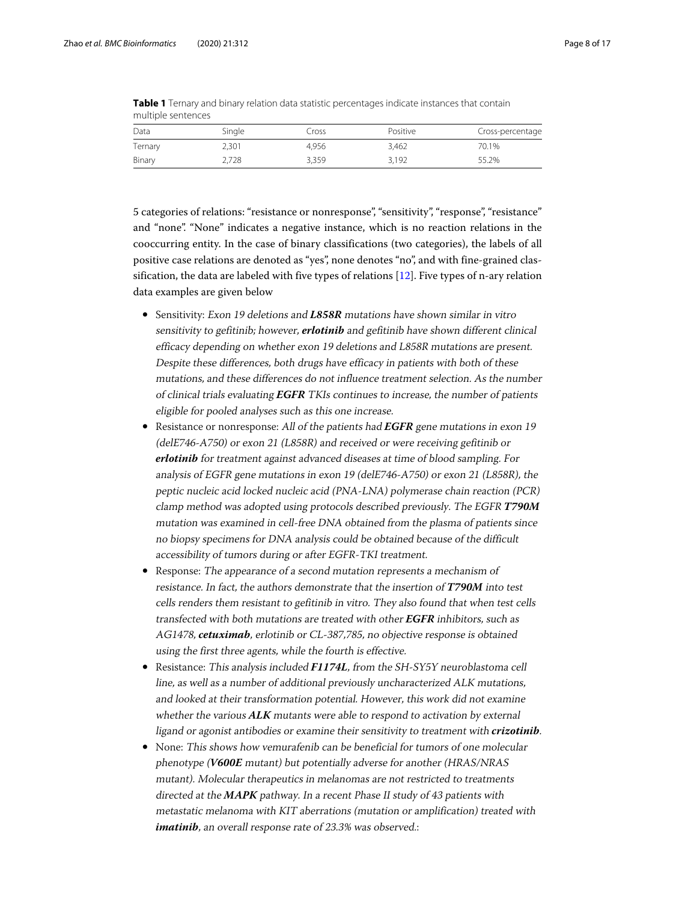**Table 1** Ternary and binary relation data statistic percentages indicate instances that contain multiple sentences

| Data | Single | Cross | Positive | Cross-percentage |
|---|---|---|---|---|
| Ternary | 2,301 | 4,956 | 3,462 | 70.1% |
| Binary | 2,728 | 3,359 | 3,192 | 55.2% |

5 categories of relations: "resistance or nonresponse", "sensitivity", "response", "resistance" and "none". "None" indicates a negative instance, which is no reaction relations in the cooccurring entity. In the case of binary classifications (two categories), the labels of all positive case relations are denoted as "yes", none denotes "no", and with fine-grained classification, the data are labeled with five types of relations [12]. Five types of n-ary relation data examples are given below

- Sensitivity: *Exon 19 deletions and **L858R** mutations have shown similar in vitro sensitivity to gefitinib; however, **erlotinib** and gefitinib have shown different clinical efficacy depending on whether exon 19 deletions and L858R mutations are present. Despite these differences, both drugs have efficacy in patients with both of these mutations, and these differences do not influence treatment selection. As the number of clinical trials evaluating **EGFR** TKIs continues to increase, the number of patients eligible for pooled analyses such as this one increase.*
- Resistance or nonresponse: *All of the patients had **EGFR** gene mutations in exon 19 (delE746-A750) or exon 21 (L858R) and received or were receiving gefitinib or **erlotinib** for treatment against advanced diseases at time of blood sampling. For analysis of EGFR gene mutations in exon 19 (delE746-A750) or exon 21 (L858R), the peptic nucleic acid locked nucleic acid (PNA-LNA) polymerase chain reaction (PCR) clamp method was adopted using protocols described previously. The EGFR **T790M** mutation was examined in cell-free DNA obtained from the plasma of patients since no biopsy specimens for DNA analysis could be obtained because of the difficult accessibility of tumors during or after EGFR-TKI treatment.*
- Response: *The appearance of a second mutation represents a mechanism of resistance. In fact, the authors demonstrate that the insertion of **T790M** into test cells renders them resistant to gefitinib in vitro. They also found that when test cells transfected with both mutations are treated with other **EGFR** inhibitors, such as AG1478, **cetuximab**, erlotinib or CL-387,785, no objective response is obtained using the first three agents, while the fourth is effective.*
- Resistance: *This analysis included **F1174L**, from the SH-SY5Y neuroblastoma cell line, as well as a number of additional previously uncharacterized ALK mutations, and looked at their transformation potential. However, this work did not examine whether the various **ALK** mutants were able to respond to activation by external ligand or agonist antibodies or examine their sensitivity to treatment with **crizotinib**.*
- None: *This shows how vemurafenib can be beneficial for tumors of one molecular phenotype (**V600E** mutant) but potentially adverse for another (HRAS/NRAS mutant). Molecular therapeutics in melanomas are not restricted to treatments directed at the **MAPK** pathway. In a recent Phase II study of 43 patients with metastatic melanoma with KIT aberrations (mutation or amplification) treated with **imatinib**, an overall response rate of 23.3% was observed.:*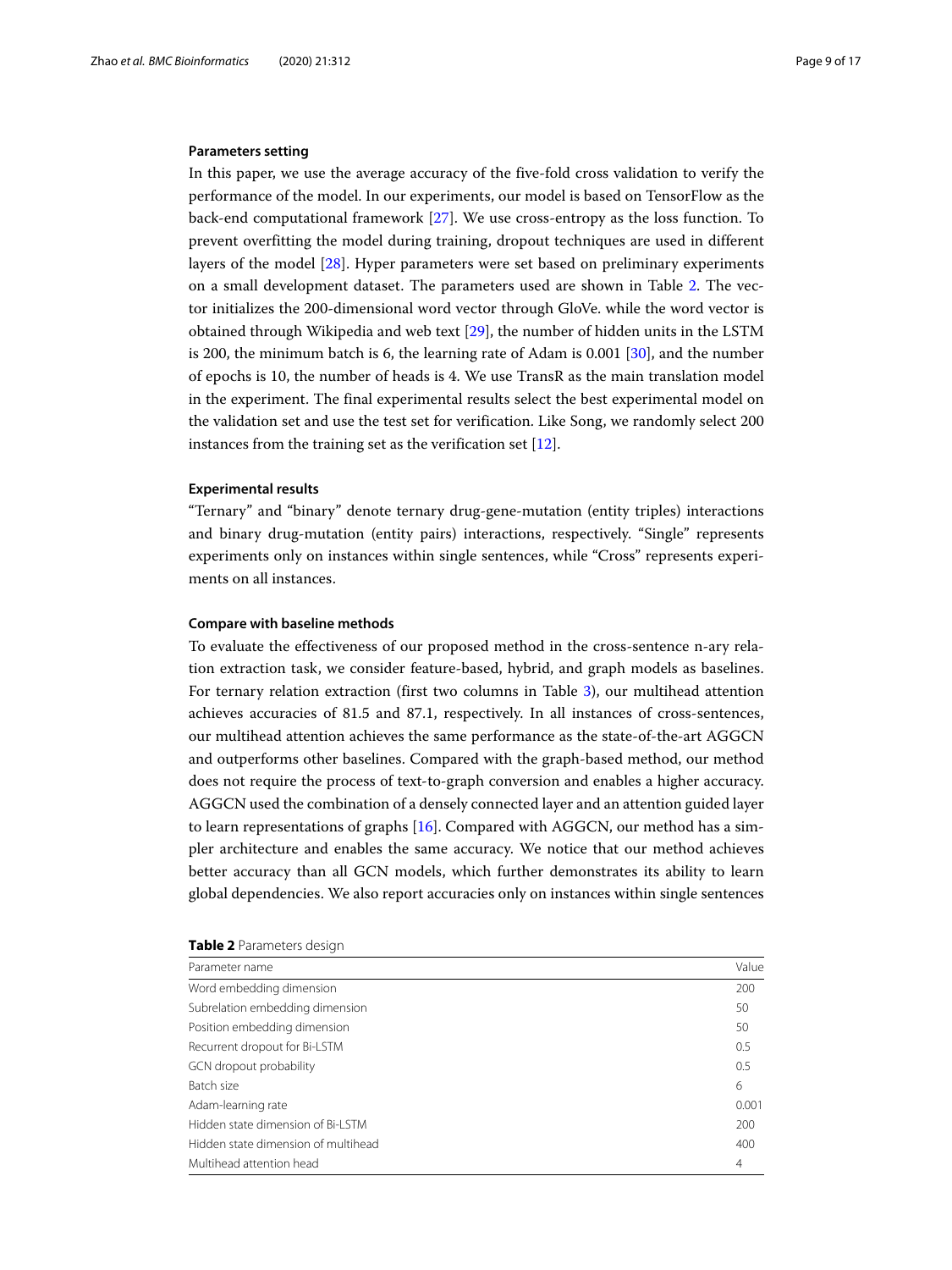### Parameters setting

In this paper, we use the average accuracy of the five-fold cross validation to verify the performance of the model. In our experiments, our model is based on TensorFlow as the back-end computational framework [27]. We use cross-entropy as the loss function. To prevent overfitting the model during training, dropout techniques are used in different layers of the model [28]. Hyper parameters were set based on preliminary experiments on a small development dataset. The parameters used are shown in Table 2. The vector initializes the 200-dimensional word vector through GloVe. while the word vector is obtained through Wikipedia and web text [29], the number of hidden units in the LSTM is 200, the minimum batch is 6, the learning rate of Adam is 0.001 [30], and the number of epochs is 10, the number of heads is 4. We use TransR as the main translation model in the experiment. The final experimental results select the best experimental model on the validation set and use the test set for verification. Like Song, we randomly select 200 instances from the training set as the verification set [12].

### Experimental results

"Ternary" and "binary" denote ternary drug-gene-mutation (entity triples) interactions and binary drug-mutation (entity pairs) interactions, respectively. "Single" represents experiments only on instances within single sentences, while "Cross" represents experiments on all instances.

### Compare with baseline methods

To evaluate the effectiveness of our proposed method in the cross-sentence n-ary relation extraction task, we consider feature-based, hybrid, and graph models as baselines. For ternary relation extraction (first two columns in Table 3), our multihead attention achieves accuracies of 81.5 and 87.1, respectively. In all instances of cross-sentences, our multihead attention achieves the same performance as the state-of-the-art AGGCN and outperforms other baselines. Compared with the graph-based method, our method does not require the process of text-to-graph conversion and enables a higher accuracy. AGGCN used the combination of a densely connected layer and an attention guided layer to learn representations of graphs [16]. Compared with AGGCN, our method has a simpler architecture and enables the same accuracy. We notice that our method achieves better accuracy than all GCN models, which further demonstrates its ability to learn global dependencies. We also report accuracies only on instances within single sentences

**Table 2** Parameters design

| Parameter name | Value |
|---|---|
| Word embedding dimension | 200 |
| Subrelation embedding dimension | 50 |
| Position embedding dimension | 50 |
| Recurrent dropout for Bi-LSTM | 0.5 |
| GCN dropout probability | 0.5 |
| Batch size | 6 |
| Adam-learning rate | 0.001 |
| Hidden state dimension of Bi-LSTM | 200 |
| Hidden state dimension of multihead | 400 |
| Multihead attention head | 4 |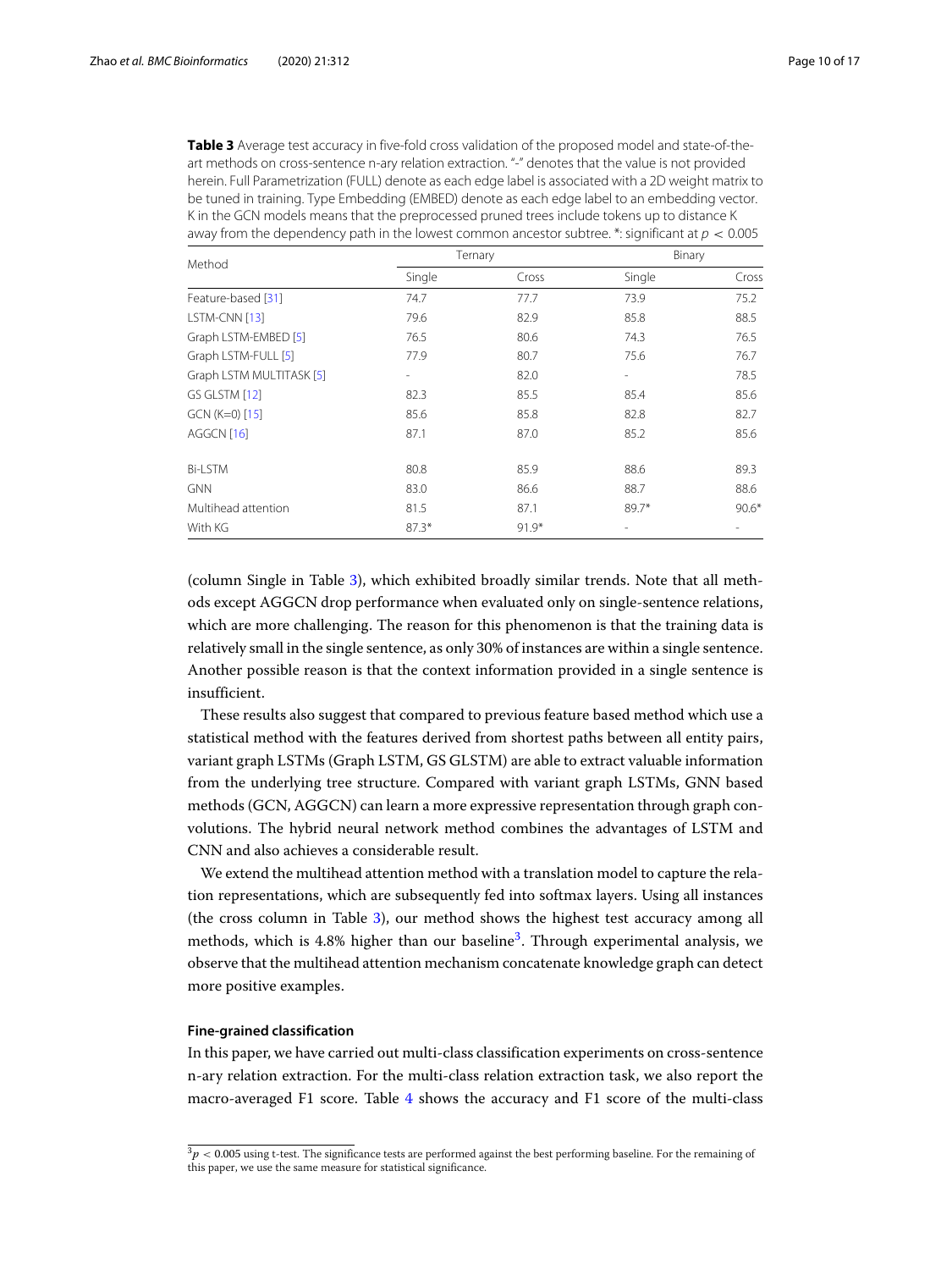**Table 3** Average test accuracy in five-fold cross validation of the proposed model and state-of-the-art methods on cross-sentence n-ary relation extraction. "-" denotes that the value is not provided herein. Full Parametrization (FULL) denote as each edge label is associated with a 2D weight matrix to be tuned in training. Type Embedding (EMBED) denote as each edge label to an embedding vector. K in the GCN models means that the preprocessed pruned trees include tokens up to distance K away from the dependency path in the lowest common ancestor subtree. *: significant at $p < 0.005$

| Method | Ternary | | Binary | |
|---|---|---|---|---|
| | Single | Cross | Single | Cross |
| Feature-based [31] | 74.7 | 77.7 | 73.9 | 75.2 |
| LSTM-CNN [13] | 79.6 | 82.9 | 85.8 | 88.5 |
| Graph LSTM-EMBED [5] | 76.5 | 80.6 | 74.3 | 76.5 |
| Graph LSTM-FULL [5] | 77.9 | 80.7 | 75.6 | 76.7 |
| Graph LSTM MULTITASK [5] | - | 82.0 | - | 78.5 |
| GS GLSTM [12] | 82.3 | 85.5 | 85.4 | 85.6 |
| GCN (K=0) [15] | 85.6 | 85.8 | 82.8 | 82.7 |
| AGGCN [16] | 87.1 | 87.0 | 85.2 | 85.6 |
| Bi-LSTM | 80.8 | 85.9 | 88.6 | 89.3 |
| GNN | 83.0 | 86.6 | 88.7 | 88.6 |
| Multihead attention | 81.5 | 87.1 | 89.7* | 90.6* |
| With KG | 87.3* | 91.9* | - | - |

(column Single in Table 3), which exhibited broadly similar trends. Note that all methods except AGGCN drop performance when evaluated only on single-sentence relations, which are more challenging. The reason for this phenomenon is that the training data is relatively small in the single sentence, as only 30% of instances are within a single sentence. Another possible reason is that the context information provided in a single sentence is insufficient.

These results also suggest that compared to previous feature based method which use a statistical method with the features derived from shortest paths between all entity pairs, variant graph LSTMs (Graph LSTM, GS GLSTM) are able to extract valuable information from the underlying tree structure. Compared with variant graph LSTMs, GNN based methods (GCN, AGGCN) can learn a more expressive representation through graph convolutions. The hybrid neural network method combines the advantages of LSTM and CNN and also achieves a considerable result.

We extend the multihead attention method with a translation model to capture the relation representations, which are subsequently fed into softmax layers. Using all instances (the cross column in Table 3), our method shows the highest test accuracy among all methods, which is 4.8% higher than our baseline[3]. Through experimental analysis, we observe that the multihead attention mechanism concatenate knowledge graph can detect more positive examples.

#### Fine-grained classification

In this paper, we have carried out multi-class classification experiments on cross-sentence n-ary relation extraction. For the multi-class relation extraction task, we also report the macro-averaged F1 score. Table 4 shows the accuracy and F1 score of the multi-class

[3] $p < 0.005$ using t-test. The significance tests are performed against the best performing baseline. For the remaining of this paper, we use the same measure for statistical significance.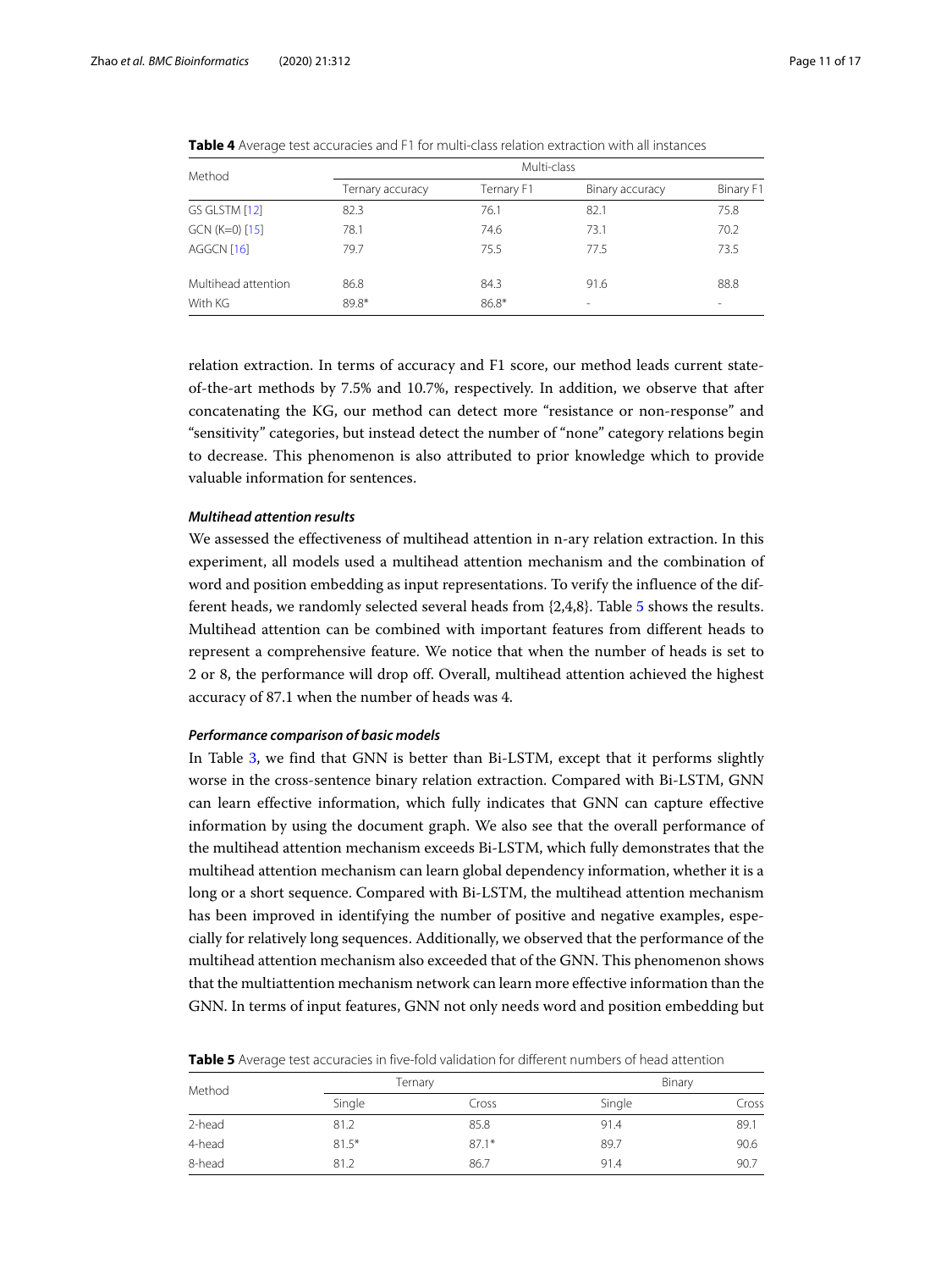**Table 4** Average test accuracies and F1 for multi-class relation extraction with all instances

| Method | Multi-class | | | |
|---|---|---|---|---|
| | Ternary accuracy | Ternary F1 | Binary accuracy | Binary F1 |
| GS GLSTM [12] | 82.3 | 76.1 | 82.1 | 75.8 |
| GCN (K=0) [15] | 78.1 | 74.6 | 73.1 | 70.2 |
| AGGCN [16] | 79.7 | 75.5 | 77.5 | 73.5 |
| Multihead attention | 86.8 | 84.3 | 91.6 | 88.8 |
| With KG | 89.8* | 86.8* | - | - |

relation extraction. In terms of accuracy and F1 score, our method leads current state-of-the-art methods by 7.5% and 10.7%, respectively. In addition, we observe that after concatenating the KG, our method can detect more "resistance or non-response" and "sensitivity" categories, but instead detect the number of "none" category relations begin to decrease. This phenomenon is also attributed to prior knowledge which to provide valuable information for sentences.

#### *Multihead attention results*

We assessed the effectiveness of multihead attention in n-ary relation extraction. In this experiment, all models used a multihead attention mechanism and the combination of word and position embedding as input representations. To verify the influence of the different heads, we randomly selected several heads from {2,4,8}. Table 5 shows the results. Multihead attention can be combined with important features from different heads to represent a comprehensive feature. We notice that when the number of heads is set to 2 or 8, the performance will drop off. Overall, multihead attention achieved the highest accuracy of 87.1 when the number of heads was 4.

#### *Performance comparison of basic models*

In Table 3, we find that GNN is better than Bi-LSTM, except that it performs slightly worse in the cross-sentence binary relation extraction. Compared with Bi-LSTM, GNN can learn effective information, which fully indicates that GNN can capture effective information by using the document graph. We also see that the overall performance of the multihead attention mechanism exceeds Bi-LSTM, which fully demonstrates that the multihead attention mechanism can learn global dependency information, whether it is a long or a short sequence. Compared with Bi-LSTM, the multihead attention mechanism has been improved in identifying the number of positive and negative examples, especially for relatively long sequences. Additionally, we observed that the performance of the multihead attention mechanism also exceeded that of the GNN. This phenomenon shows that the multiattention mechanism network can learn more effective information than the GNN. In terms of input features, GNN not only needs word and position embedding but

**Table 5** Average test accuracies in five-fold validation for different numbers of head attention

| Method | Ternary | | Binary | |
|---|---|---|---|---|
| | Single | Cross | Single | Cross |
| 2-head | 81.2 | 85.8 | 91.4 | 89.1 |
| 4-head | 81.5* | 87.1* | 89.7 | 90.6 |
| 8-head | 81.2 | 86.7 | 91.4 | 90.7 |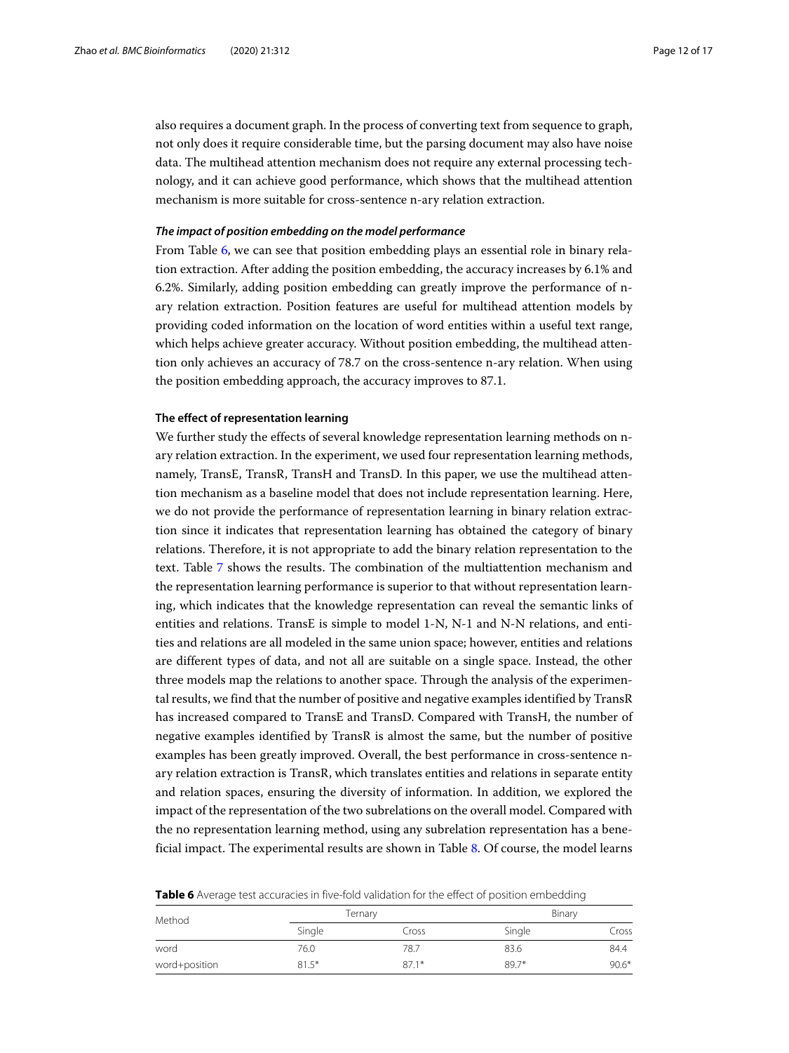also requires a document graph. In the process of converting text from sequence to graph, not only does it require considerable time, but the parsing document may also have noise data. The multihead attention mechanism does not require any external processing technology, and it can achieve good performance, which shows that the multihead attention mechanism is more suitable for cross-sentence n-ary relation extraction.

#### *The impact of position embedding on the model performance*

From Table 6, we can see that position embedding plays an essential role in binary relation extraction. After adding the position embedding, the accuracy increases by 6.1% and 6.2%. Similarly, adding position embedding can greatly improve the performance of n-ary relation extraction. Position features are useful for multihead attention models by providing coded information on the location of word entities within a useful text range, which helps achieve greater accuracy. Without position embedding, the multihead attention only achieves an accuracy of 78.7 on the cross-sentence n-ary relation. When using the position embedding approach, the accuracy improves to 87.1.

### The effect of representation learning

We further study the effects of several knowledge representation learning methods on n-ary relation extraction. In the experiment, we used four representation learning methods, namely, TransE, TransR, TransH and TransD. In this paper, we use the multihead attention mechanism as a baseline model that does not include representation learning. Here, we do not provide the performance of representation learning in binary relation extraction since it indicates that representation learning has obtained the category of binary relations. Therefore, it is not appropriate to add the binary relation representation to the text. Table 7 shows the results. The combination of the multiattention mechanism and the representation learning performance is superior to that without representation learning, which indicates that the knowledge representation can reveal the semantic links of entities and relations. TransE is simple to model 1-N, N-1 and N-N relations, and entities and relations are all modeled in the same union space; however, entities and relations are different types of data, and not all are suitable on a single space. Instead, the other three models map the relations to another space. Through the analysis of the experimental results, we find that the number of positive and negative examples identified by TransR has increased compared to TransE and TransD. Compared with TransH, the number of negative examples identified by TransR is almost the same, but the number of positive examples has been greatly improved. Overall, the best performance in cross-sentence n-ary relation extraction is TransR, which translates entities and relations in separate entity and relation spaces, ensuring the diversity of information. In addition, we explored the impact of the representation of the two subrelations on the overall model. Compared with the no representation learning method, using any subrelation representation has a beneficial impact. The experimental results are shown in Table 8. Of course, the model learns

**Table 6** Average test accuracies in five-fold validation for the effect of position embedding

| Method | Ternary | | Binary | |
|---|---|---|---|---|
| | Single | Cross | Single | Cross |
| word | 76.0 | 78.7 | 83.6 | 84.4 |
| word+position | 81.5* | 87.1* | 89.7* | 90.6* |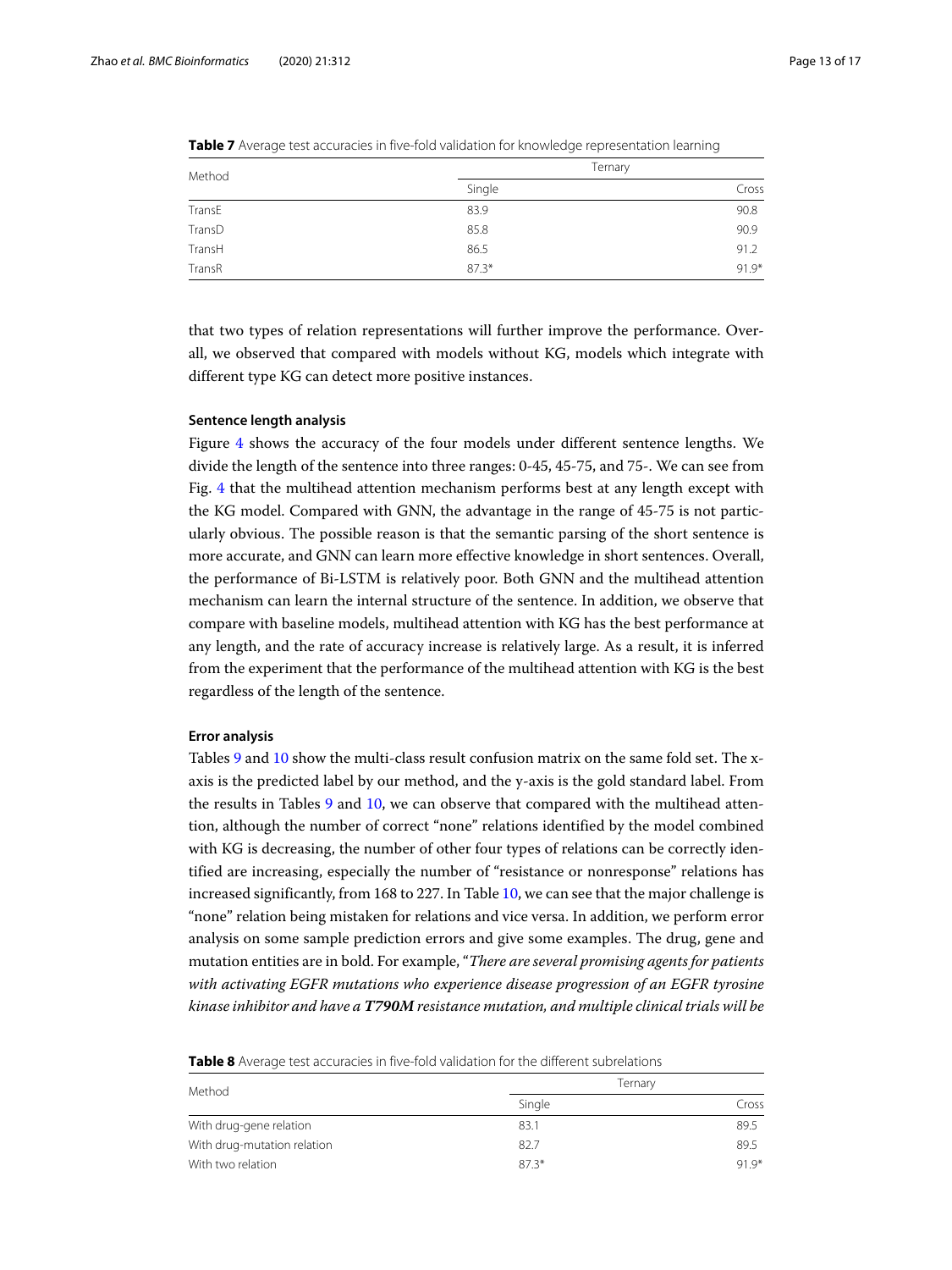**Table 7** Average test accuracies in five-fold validation for knowledge representation learning

| Method | Ternary | |
|---|---|---|
| | Single | Cross |
| TransE | 83.9 | 90.8 |
| TransD | 85.8 | 90.9 |
| TransH | 86.5 | 91.2 |
| TransR | 87.3* | 91.9* |

that two types of relation representations will further improve the performance. Overall, we observed that compared with models without KG, models which integrate with different type KG can detect more positive instances.

### Sentence length analysis

Figure 4 shows the accuracy of the four models under different sentence lengths. We divide the length of the sentence into three ranges: 0-45, 45-75, and 75-. We can see from Fig. 4 that the multihead attention mechanism performs best at any length except with the KG model. Compared with GNN, the advantage in the range of 45-75 is not particularly obvious. The possible reason is that the semantic parsing of the short sentence is more accurate, and GNN can learn more effective knowledge in short sentences. Overall, the performance of Bi-LSTM is relatively poor. Both GNN and the multihead attention mechanism can learn the internal structure of the sentence. In addition, we observe that compare with baseline models, multihead attention with KG has the best performance at any length, and the rate of accuracy increase is relatively large. As a result, it is inferred from the experiment that the performance of the multihead attention with KG is the best regardless of the length of the sentence.

### Error analysis

Tables 9 and 10 show the multi-class result confusion matrix on the same fold set. The x-axis is the predicted label by our method, and the y-axis is the gold standard label. From the results in Tables 9 and 10, we can observe that compared with the multihead attention, although the number of correct "none" relations identified by the model combined with KG is decreasing, the number of other four types of relations can be correctly identified are increasing, especially the number of "resistance or nonresponse" relations has increased significantly, from 168 to 227. In Table 10, we can see that the major challenge is "none" relation being mistaken for relations and vice versa. In addition, we perform error analysis on some sample prediction errors and give some examples. The drug, gene and mutation entities are in bold. For example, "*There are several promising agents for patients with activating EGFR mutations who experience disease progression of an EGFR tyrosine kinase inhibitor and have a* ***T790M*** *resistance mutation, and multiple clinical trials will be*

**Table 8** Average test accuracies in five-fold validation for the different subrelations

| Method | Ternary | |
|---|---|---|
| | Single | Cross |
| With drug-gene relation | 83.1 | 89.5 |
| With drug-mutation relation | 82.7 | 89.5 |
| With two relation | 87.3* | 91.9* |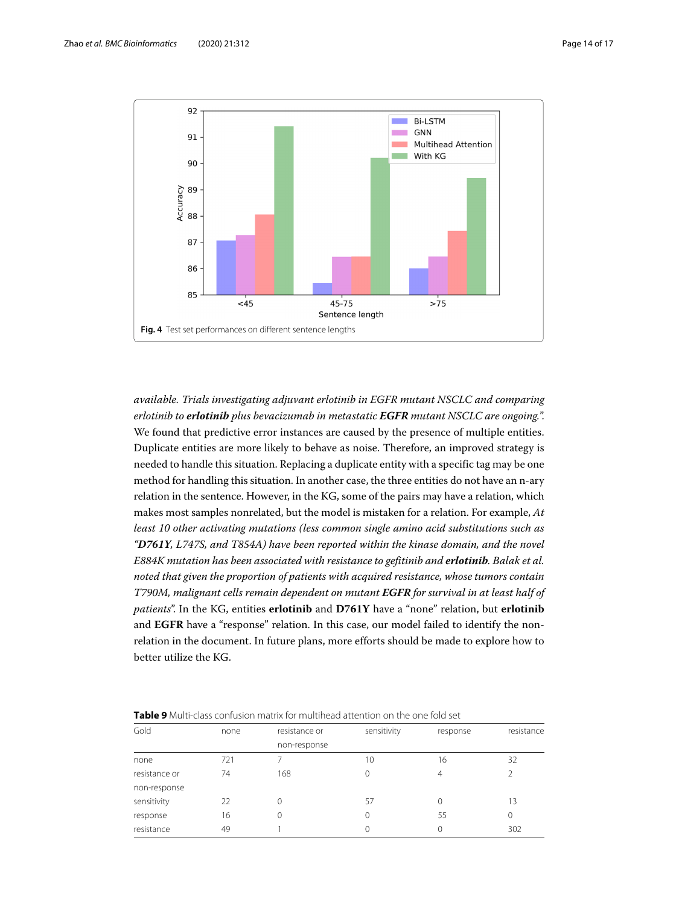92
91
90
89
88
87
86
85
Accuracy
Bi-LSTM
GNN
Multihead Attention
With KG
<45
45-75
>75
Sentence length

**Fig. 4** Test set performances on different sentence lengths

*available. Trials investigating adjuvant erlotinib in EGFR mutant NSCLC and comparing erlotinib to* ***erlotinib*** *plus bevacizumab in metastatic* ***EGFR*** *mutant NSCLC are ongoing.*". We found that predictive error instances are caused by the presence of multiple entities. Duplicate entities are more likely to behave as noise. Therefore, an improved strategy is needed to handle this situation. Replacing a duplicate entity with a specific tag may be one method for handling this situation. In another case, the three entities do not have an n-ary relation in the sentence. However, in the KG, some of the pairs may have a relation, which makes most samples nonrelated, but the model is mistaken for a relation. For example, *At least 10 other activating mutations (less common single amino acid substitutions such as "****D761Y****, L747S, and T854A) have been reported within the kinase domain, and the novel E884K mutation has been associated with resistance to gefitinib and* ***erlotinib****. Balak et al. noted that given the proportion of patients with acquired resistance, whose tumors contain T790M, malignant cells remain dependent on mutant* ***EGFR*** *for survival in at least half of patients*". In the KG, entities **erlotinib** and **D761Y** have a "none" relation, but **erlotinib** and **EGFR** have a "response" relation. In this case, our model failed to identify the non-relation in the document. In future plans, more efforts should be made to explore how to better utilize the KG.

**Table 9** Multi-class confusion matrix for multihead attention on the one fold set

| Gold | none | resistance or non-response | sensitivity | response | resistance |
|---|---|---|---|---|---|
| none | 721 | 7 | 10 | 16 | 32 |
| resistance or non-response | 74 | 168 | 0 | 4 | 2 |
| sensitivity | 22 | 0 | 57 | 0 | 13 |
| response | 16 | 0 | 0 | 55 | 0 |
| resistance | 49 | 1 | 0 | 0 | 302 |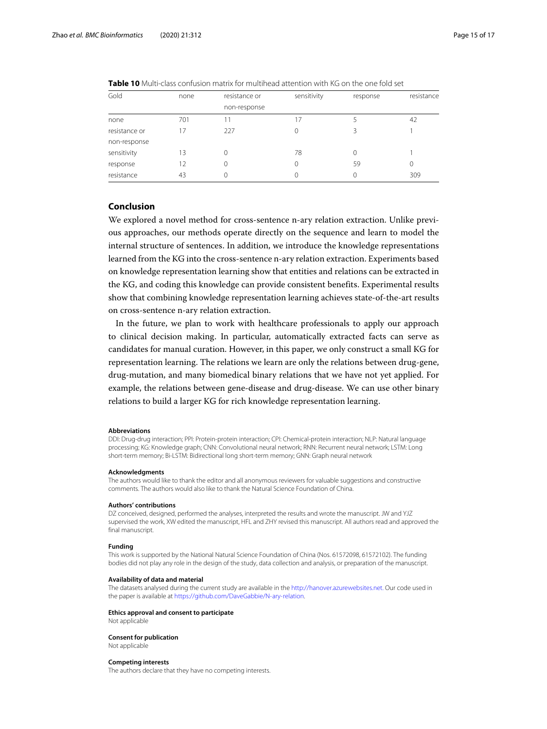**Table 10** Multi-class confusion matrix for multihead attention with KG on the one fold set

| Gold | none | resistance or non-response | sensitivity | response | resistance |
|---|---|---|---|---|---|
| none | 701 | 11 | 17 | 5 | 42 |
| resistance or non-response | 17 | 227 | 0 | 3 | 1 |
| sensitivity | 13 | 0 | 78 | 0 | 1 |
| response | 12 | 0 | 0 | 59 | 0 |
| resistance | 43 | 0 | 0 | 0 | 309 |

## Conclusion

We explored a novel method for cross-sentence n-ary relation extraction. Unlike previous approaches, our methods operate directly on the sequence and learn to model the internal structure of sentences. In addition, we introduce the knowledge representations learned from the KG into the cross-sentence n-ary relation extraction. Experiments based on knowledge representation learning show that entities and relations can be extracted in the KG, and coding this knowledge can provide consistent benefits. Experimental results show that combining knowledge representation learning achieves state-of-the-art results on cross-sentence n-ary relation extraction.

In the future, we plan to work with healthcare professionals to apply our approach to clinical decision making. In particular, automatically extracted facts can serve as candidates for manual curation. However, in this paper, we only construct a small KG for representation learning. The relations we learn are only the relations between drug-gene, drug-mutation, and many biomedical binary relations that we have not yet applied. For example, the relations between gene-disease and drug-disease. We can use other binary relations to build a larger KG for rich knowledge representation learning.

#### Abbreviations

DDI: Drug-drug interaction; PPI: Protein-protein interaction; CPI: Chemical-protein interaction; NLP: Natural language processing; KG: Knowledge graph; CNN: Convolutional neural network; RNN: Recurrent neural network; LSTM: Long short-term memory; Bi-LSTM: Bidirectional long short-term memory; GNN: Graph neural network

#### Acknowledgments

The authors would like to thank the editor and all anonymous reviewers for valuable suggestions and constructive comments. The authors would also like to thank the Natural Science Foundation of China.

#### Authors' contributions

DZ conceived, designed, performed the analyses, interpreted the results and wrote the manuscript. JW and YJZ supervised the work, XW edited the manuscript, HFL and ZHY revised this manuscript. All authors read and approved the final manuscript.

#### Funding

This work is supported by the National Natural Science Foundation of China (Nos. 61572098, 61572102). The funding bodies did not play any role in the design of the study, data collection and analysis, or preparation of the manuscript.

#### Availability of data and material

The datasets analysed during the current study are available in the http://hanover.azurewebsites.net. Our code used in the paper is available at https://github.com/DaveGabbie/N-ary-relation.

#### Ethics approval and consent to participate

Not applicable

#### Consent for publication

Not applicable

#### Competing interests

The authors declare that they have no competing interests.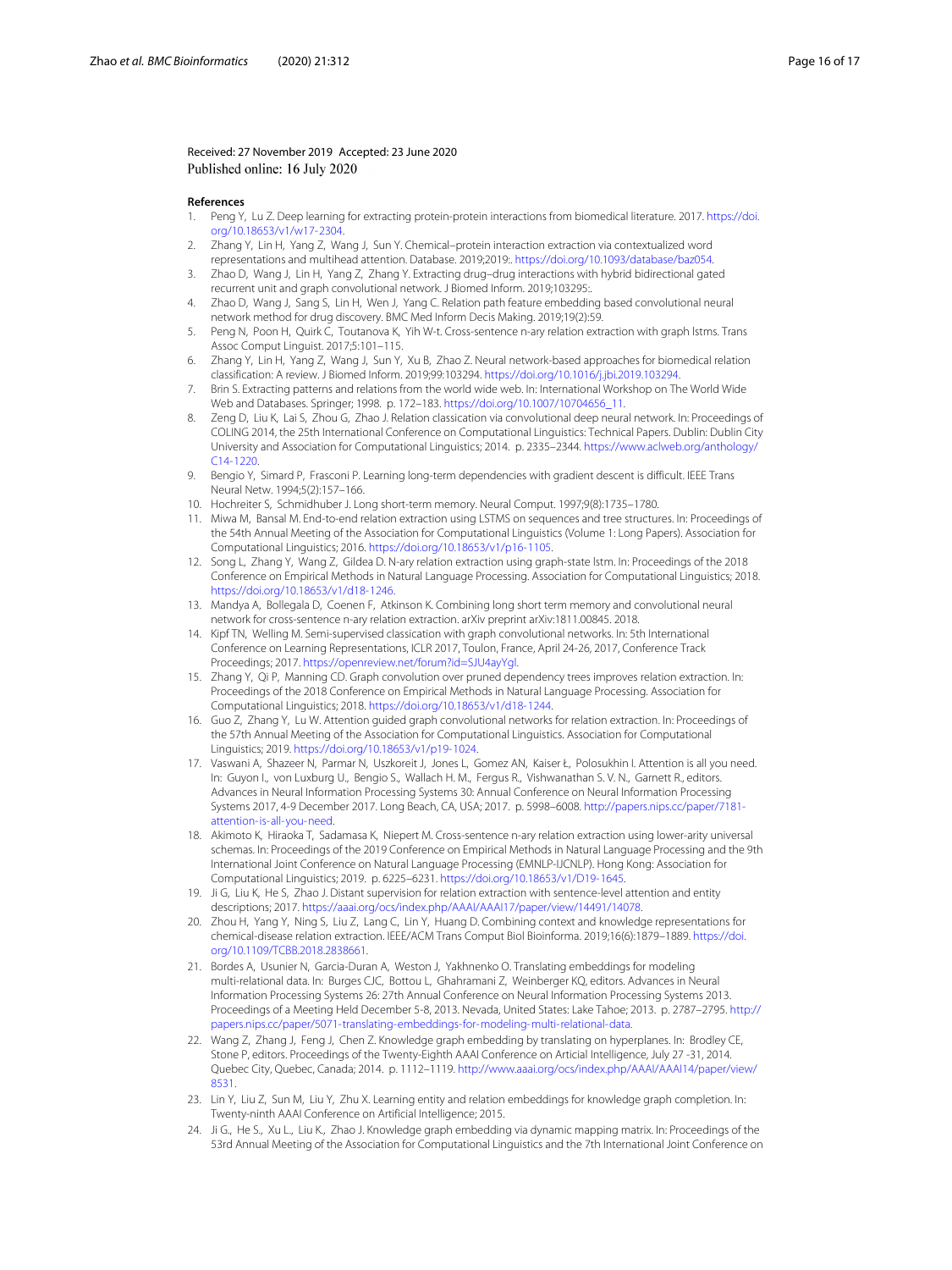Received: 27 November 2019 Accepted: 23 June 2020
Published online: 16 July 2020

## References

1. Peng Y, Lu Z. Deep learning for extracting protein-protein interactions from biomedical literature. 2017. https://doi.org/10.18653/v1/w17-2304.
2. Zhang Y, Lin H, Yang Z, Wang J, Sun Y. Chemical–protein interaction extraction via contextualized word representations and multihead attention. Database. 2019;2019:. https://doi.org/10.1093/database/baz054.
3. Zhao D, Wang J, Lin H, Yang Z, Zhang Y. Extracting drug–drug interactions with hybrid bidirectional gated recurrent unit and graph convolutional network. J Biomed Inform. 2019;103295:.
4. Zhao D, Wang J, Sang S, Lin H, Wen J, Yang C. Relation path feature embedding based convolutional neural network method for drug discovery. BMC Med Inform Decis Making. 2019;19(2):59.
5. Peng N, Poon H, Quirk C, Toutanova K, Yih W-t. Cross-sentence n-ary relation extraction with graph lstms. Trans Assoc Comput Linguist. 2017;5:101–115.
6. Zhang Y, Lin H, Yang Z, Wang J, Sun Y, Xu B, Zhao Z. Neural network-based approaches for biomedical relation classification: A review. J Biomed Inform. 2019;99:103294. https://doi.org/10.1016/j.jbi.2019.103294.
7. Brin S. Extracting patterns and relations from the world wide web. In: International Workshop on The World Wide Web and Databases. Springer; 1998. p. 172–183. https://doi.org/10.1007/10704656_11.
8. Zeng D, Liu K, Lai S, Zhou G, Zhao J. Relation classication via convolutional deep neural network. In: Proceedings of COLING 2014, the 25th International Conference on Computational Linguistics: Technical Papers. Dublin: Dublin City University and Association for Computational Linguistics; 2014. p. 2335–2344. https://www.aclweb.org/anthology/C14-1220.
9. Bengio Y, Simard P, Frasconi P. Learning long-term dependencies with gradient descent is difficult. IEEE Trans Neural Netw. 1994;5(2):157–166.
10. Hochreiter S, Schmidhuber J. Long short-term memory. Neural Comput. 1997;9(8):1735–1780.
11. Miwa M, Bansal M. End-to-end relation extraction using LSTMS on sequences and tree structures. In: Proceedings of the 54th Annual Meeting of the Association for Computational Linguistics (Volume 1: Long Papers). Association for Computational Linguistics; 2016. https://doi.org/10.18653/v1/p16-1105.
12. Song L, Zhang Y, Wang Z, Gildea D. N-ary relation extraction using graph-state lstm. In: Proceedings of the 2018 Conference on Empirical Methods in Natural Language Processing. Association for Computational Linguistics; 2018. https://doi.org/10.18653/v1/d18-1246.
13. Mandya A, Bollegala D, Coenen F, Atkinson K. Combining long short term memory and convolutional neural network for cross-sentence n-ary relation extraction. arXiv preprint arXiv:1811.00845. 2018.
14. Kipf TN, Welling M. Semi-supervised classication with graph convolutional networks. In: 5th International Conference on Learning Representations, ICLR 2017, Toulon, France, April 24-26, 2017, Conference Track Proceedings; 2017. https://openreview.net/forum?id=SJU4ayYgl.
15. Zhang Y, Qi P, Manning CD. Graph convolution over pruned dependency trees improves relation extraction. In: Proceedings of the 2018 Conference on Empirical Methods in Natural Language Processing. Association for Computational Linguistics; 2018. https://doi.org/10.18653/v1/d18-1244.
16. Guo Z, Zhang Y, Lu W. Attention guided graph convolutional networks for relation extraction. In: Proceedings of the 57th Annual Meeting of the Association for Computational Linguistics. Association for Computational Linguistics; 2019. https://doi.org/10.18653/v1/p19-1024.
17. Vaswani A, Shazeer N, Parmar N, Uszkoreit J, Jones L, Gomez AN, Kaiser Ł, Polosukhin I. Attention is all you need. In: Guyon I., von Luxburg U., Bengio S., Wallach H. M., Fergus R., Vishwanathan S. V. N., Garnett R., editors. Advances in Neural Information Processing Systems 30: Annual Conference on Neural Information Processing Systems 2017, 4-9 December 2017. Long Beach, CA, USA; 2017. p. 5998–6008. http://papers.nips.cc/paper/7181-attention-is-all-you-need.
18. Akimoto K, Hiraoka T, Sadamasa K, Niepert M. Cross-sentence n-ary relation extraction using lower-arity universal schemas. In: Proceedings of the 2019 Conference on Empirical Methods in Natural Language Processing and the 9th International Joint Conference on Natural Language Processing (EMNLP-IJCNLP). Hong Kong: Association for Computational Linguistics; 2019. p. 6225–6231. https://doi.org/10.18653/v1/D19-1645.
19. Ji G, Liu K, He S, Zhao J. Distant supervision for relation extraction with sentence-level attention and entity descriptions; 2017. https://aaai.org/ocs/index.php/AAAI/AAAI17/paper/view/14491/14078.
20. Zhou H, Yang Y, Ning S, Liu Z, Lang C, Lin Y, Huang D. Combining context and knowledge representations for chemical-disease relation extraction. IEEE/ACM Trans Comput Biol Bioinforma. 2019;16(6):1879–1889. https://doi.org/10.1109/TCBB.2018.2838661.
21. Bordes A, Usunier N, Garcia-Duran A, Weston J, Yakhnenko O. Translating embeddings for modeling multi-relational data. In: Burges CJC, Bottou L, Ghahramani Z, Weinberger KQ, editors. Advances in Neural Information Processing Systems 26: 27th Annual Conference on Neural Information Processing Systems 2013. Proceedings of a Meeting Held December 5-8, 2013. Nevada, United States: Lake Tahoe; 2013. p. 2787–2795. http://papers.nips.cc/paper/5071-translating-embeddings-for-modeling-multi-relational-data.
22. Wang Z, Zhang J, Feng J, Chen Z. Knowledge graph embedding by translating on hyperplanes. In: Brodley CE, Stone P, editors. Proceedings of the Twenty-Eighth AAAI Conference on Articial Intelligence, July 27 -31, 2014. Quebec City, Quebec, Canada; 2014. p. 1112–1119. http://www.aaai.org/ocs/index.php/AAAI/AAAI14/paper/view/8531.
23. Lin Y, Liu Z, Sun M, Liu Y, Zhu X. Learning entity and relation embeddings for knowledge graph completion. In: Twenty-ninth AAAI Conference on Artificial Intelligence; 2015.
24. Ji G., He S., Xu L., Liu K., Zhao J. Knowledge graph embedding via dynamic mapping matrix. In: Proceedings of the 53rd Annual Meeting of the Association for Computational Linguistics and the 7th International Joint Conference on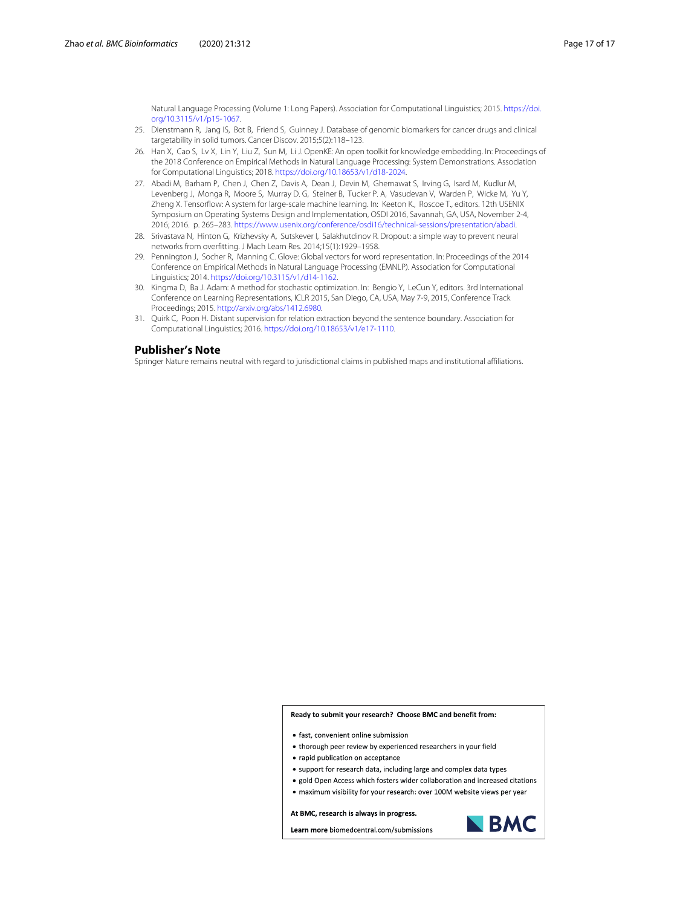Natural Language Processing (Volume 1: Long Papers). Association for Computational Linguistics; 2015. https://doi.org/10.3115/v1/p15-1067.

25. Dienstmann R, Jang IS, Bot B, Friend S, Guinney J. Database of genomic biomarkers for cancer drugs and clinical targetability in solid tumors. Cancer Discov. 2015;5(2):118–123.
26. Han X, Cao S, Lv X, Lin Y, Liu Z, Sun M, Li J. OpenKE: An open toolkit for knowledge embedding. In: Proceedings of the 2018 Conference on Empirical Methods in Natural Language Processing: System Demonstrations. Association for Computational Linguistics; 2018. https://doi.org/10.18653/v1/d18-2024.
27. Abadi M, Barham P, Chen J, Chen Z, Davis A, Dean J, Devin M, Ghemawat S, Irving G, Isard M, Kudlur M, Levenberg J, Monga R, Moore S, Murray D. G, Steiner B, Tucker P. A, Vasudevan V, Warden P, Wicke M, Yu Y, Zheng X. Tensorflow: A system for large-scale machine learning. In: Keeton K., Roscoe T., editors. 12th USENIX Symposium on Operating Systems Design and Implementation, OSDI 2016, Savannah, GA, USA, November 2-4, 2016; 2016. p. 265–283. https://www.usenix.org/conference/osdi16/technical-sessions/presentation/abadi.
28. Srivastava N, Hinton G, Krizhevsky A, Sutskever I, Salakhutdinov R. Dropout: a simple way to prevent neural networks from overfitting. J Mach Learn Res. 2014;15(1):1929–1958.
29. Pennington J, Socher R, Manning C. Glove: Global vectors for word representation. In: Proceedings of the 2014 Conference on Empirical Methods in Natural Language Processing (EMNLP). Association for Computational Linguistics; 2014. https://doi.org/10.3115/v1/d14-1162.
30. Kingma D, Ba J. Adam: A method for stochastic optimization. In: Bengio Y, LeCun Y, editors. 3rd International Conference on Learning Representations, ICLR 2015, San Diego, CA, USA, May 7-9, 2015, Conference Track Proceedings; 2015. http://arxiv.org/abs/1412.6980.
31. Quirk C, Poon H. Distant supervision for relation extraction beyond the sentence boundary. Association for Computational Linguistics; 2016. https://doi.org/10.18653/v1/e17-1110.

## Publisher's Note

Springer Nature remains neutral with regard to jurisdictional claims in published maps and institutional affiliations.

**Ready to submit your research? Choose BMC and benefit from:**

- fast, convenient online submission
- thorough peer review by experienced researchers in your field
- rapid publication on acceptance
- support for research data, including large and complex data types
- gold Open Access which fosters wider collaboration and increased citations
- maximum visibility for your research: over 100M website views per year

**At BMC, research is always in progress.**

**Learn more** biomedcentral.com/submissions

BMC